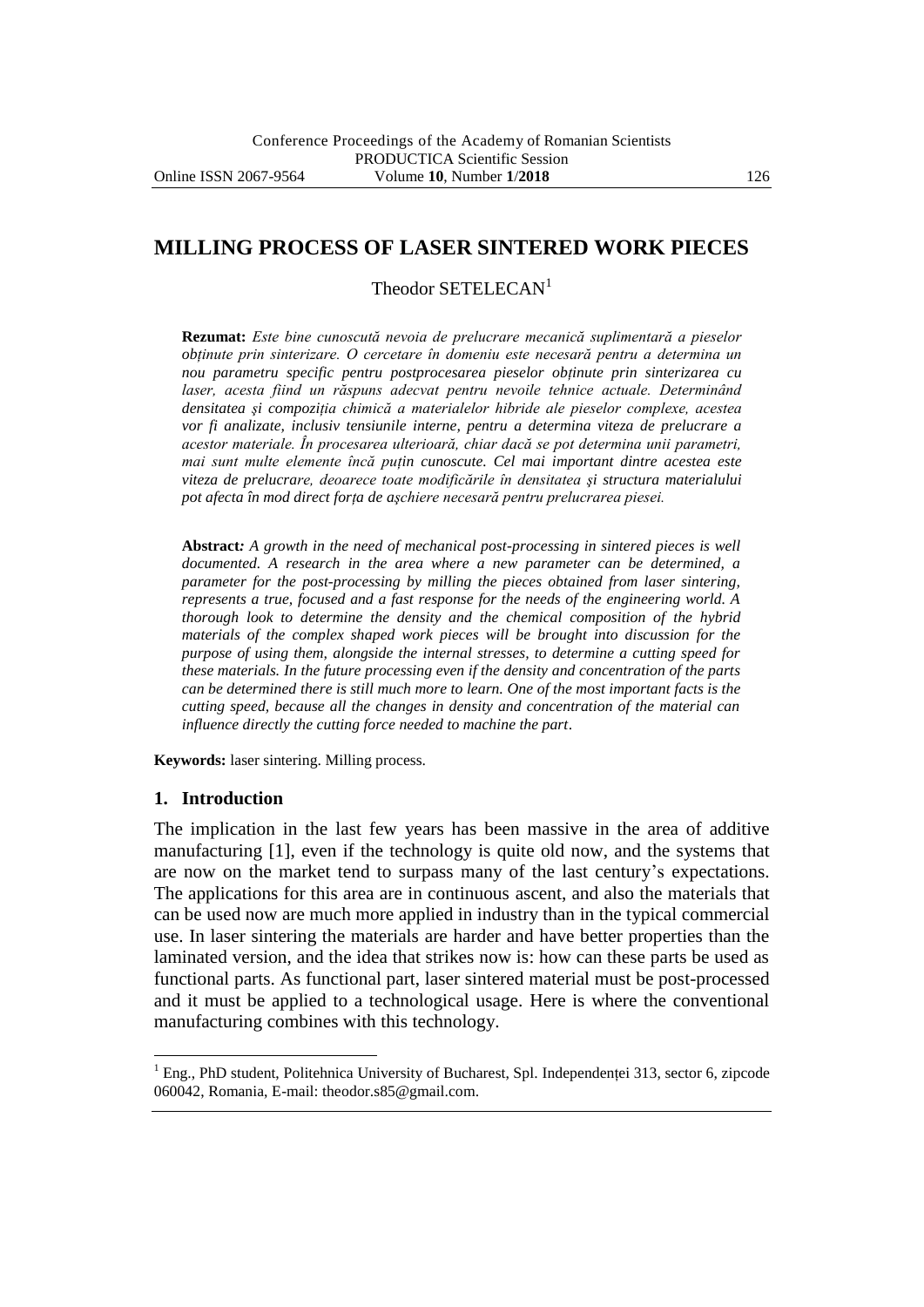# MILLING PROCESS OF LASER SINTERED WORK PIECES

Theodor SETELECAN[1]

**Rezumat:** *Este bine cunoscută nevoia de prelucrare mecanică suplimentară a pieselor obținute prin sinterizare. O cercetare în domeniu este necesară pentru a determina un nou parametru specific pentru postprocesarea pieselor obținute prin sinterizarea cu laser, acesta fiind un răspuns adecvat pentru nevoile tehnice actuale. Determinând densitatea şi compoziția chimică a materialelor hibride ale pieselor complexe, acestea vor fi analizate, inclusiv tensiunile interne, pentru a determina viteza de prelucrare a acestor materiale. În procesarea ulterioară, chiar dacă se pot determina unii parametri, mai sunt multe elemente încă puțin cunoscute. Cel mai important dintre acestea este viteza de prelucrare, deoarece toate modificările în densitatea şi structura materialului pot afecta în mod direct forța de aşchiere necesară pentru prelucrarea piesei.*

**Abstract***: A growth in the need of mechanical post-processing in sintered pieces is well documented. A research in the area where a new parameter can be determined, a parameter for the post-processing by milling the pieces obtained from laser sintering, represents a true, focused and a fast response for the needs of the engineering world. A thorough look to determine the density and the chemical composition of the hybrid materials of the complex shaped work pieces will be brought into discussion for the purpose of using them, alongside the internal stresses, to determine a cutting speed for these materials. In the future processing even if the density and concentration of the parts can be determined there is still much more to learn. One of the most important facts is the cutting speed, because all the changes in density and concentration of the material can influence directly the cutting force needed to machine the part*.

**Keywords:** laser sintering. Milling process.

## 1. Introduction

The implication in the last few years has been massive in the area of additive manufacturing [1], even if the technology is quite old now, and the systems that are now on the market tend to surpass many of the last century's expectations. The applications for this area are in continuous ascent, and also the materials that can be used now are much more applied in industry than in the typical commercial use. In laser sintering the materials are harder and have better properties than the laminated version, and the idea that strikes now is: how can these parts be used as functional parts. As functional part, laser sintered material must be post-processed and it must be applied to a technological usage. Here is where the conventional manufacturing combines with this technology.

[1] Eng., PhD student, Politehnica University of Bucharest, Spl. Independenței 313, sector 6, zipcode 060042, Romania, E-mail: theodor.s85@gmail.com.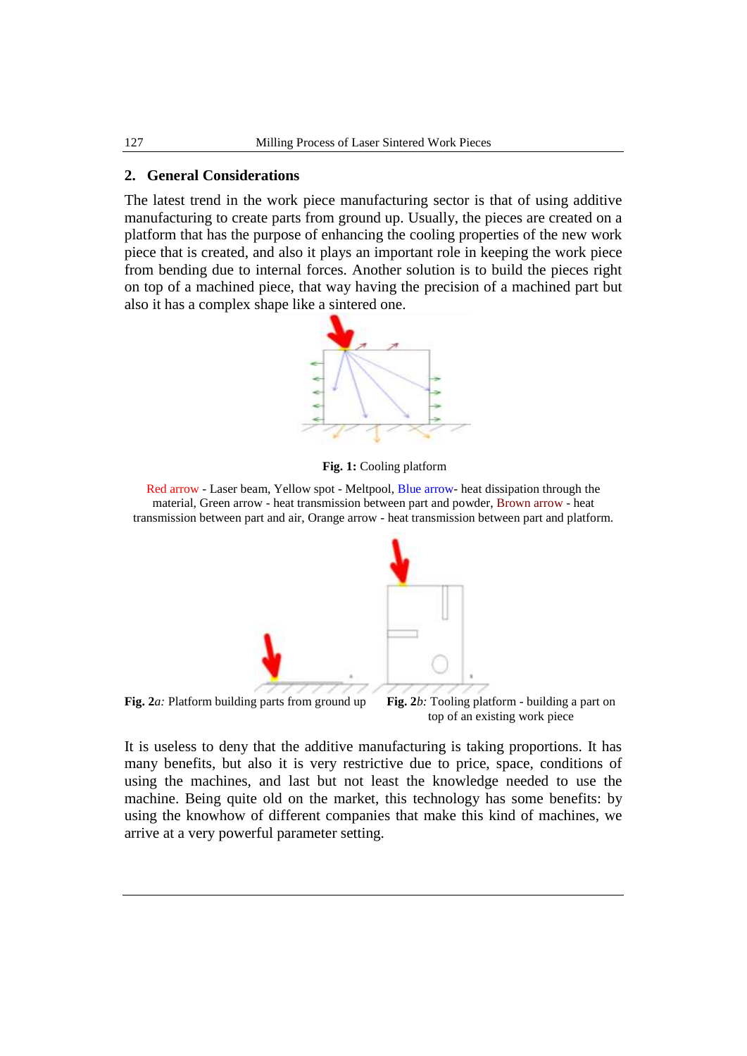## 2. General Considerations

The latest trend in the work piece manufacturing sector is that of using additive manufacturing to create parts from ground up. Usually, the pieces are created on a platform that has the purpose of enhancing the cooling properties of the new work piece that is created, and also it plays an important role in keeping the work piece from bending due to internal forces. Another solution is to build the pieces right on top of a machined piece, that way having the precision of a machined part but also it has a complex shape like a sintered one.

**Fig. 1:** Cooling platform

Red arrow - Laser beam, Yellow spot - Meltpool, Blue arrow- heat dissipation through the material, Green arrow - heat transmission between part and powder, Brown arrow - heat transmission between part and air, Orange arrow - heat transmission between part and platform.

**Fig. 2***a:* Platform building parts from ground up

**Fig. 2***b:* Tooling platform - building a part on top of an existing work piece

It is useless to deny that the additive manufacturing is taking proportions. It has many benefits, but also it is very restrictive due to price, space, conditions of using the machines, and last but not least the knowledge needed to use the machine. Being quite old on the market, this technology has some benefits: by using the knowhow of different companies that make this kind of machines, we arrive at a very powerful parameter setting.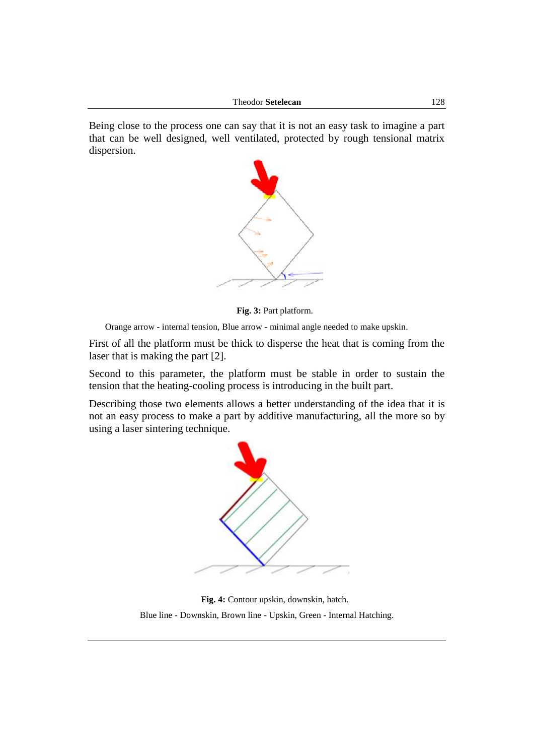Being close to the process one can say that it is not an easy task to imagine a part that can be well designed, well ventilated, protected by rough tensional matrix dispersion.

**Fig. 3:** Part platform.

Orange arrow - internal tension, Blue arrow - minimal angle needed to make upskin.

First of all the platform must be thick to disperse the heat that is coming from the laser that is making the part [2].

Second to this parameter, the platform must be stable in order to sustain the tension that the heating-cooling process is introducing in the built part.

Describing those two elements allows a better understanding of the idea that it is not an easy process to make a part by additive manufacturing, all the more so by using a laser sintering technique.

**Fig. 4:** Contour upskin, downskin, hatch.

Blue line - Downskin, Brown line - Upskin, Green - Internal Hatching.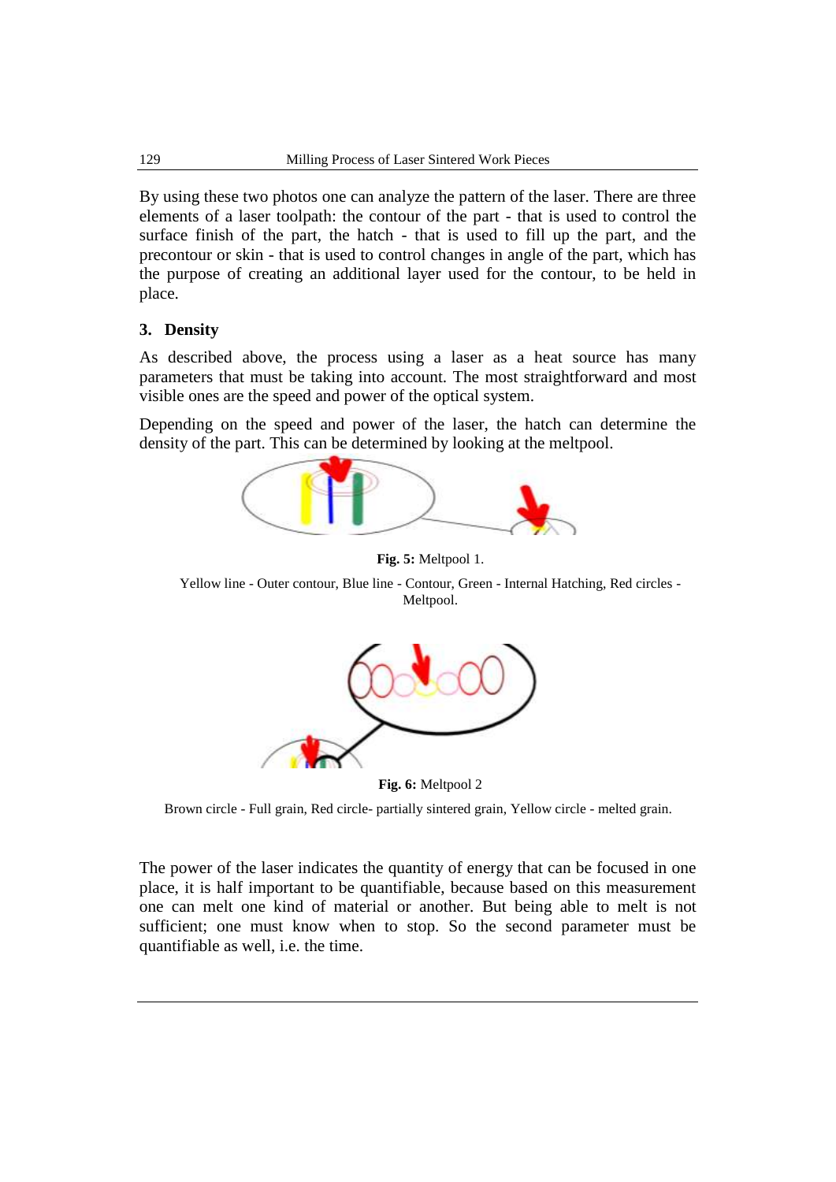By using these two photos one can analyze the pattern of the laser. There are three elements of a laser toolpath: the contour of the part - that is used to control the surface finish of the part, the hatch - that is used to fill up the part, and the precontour or skin - that is used to control changes in angle of the part, which has the purpose of creating an additional layer used for the contour, to be held in place.

## 3. Density

As described above, the process using a laser as a heat source has many parameters that must be taking into account. The most straightforward and most visible ones are the speed and power of the optical system.

Depending on the speed and power of the laser, the hatch can determine the density of the part. This can be determined by looking at the meltpool.

**Fig. 5:** Meltpool 1.

Yellow line - Outer contour, Blue line - Contour, Green - Internal Hatching, Red circles - Meltpool.

**Fig. 6:** Meltpool 2

Brown circle - Full grain, Red circle- partially sintered grain, Yellow circle - melted grain.

The power of the laser indicates the quantity of energy that can be focused in one place, it is half important to be quantifiable, because based on this measurement one can melt one kind of material or another. But being able to melt is not sufficient; one must know when to stop. So the second parameter must be quantifiable as well, i.e. the time.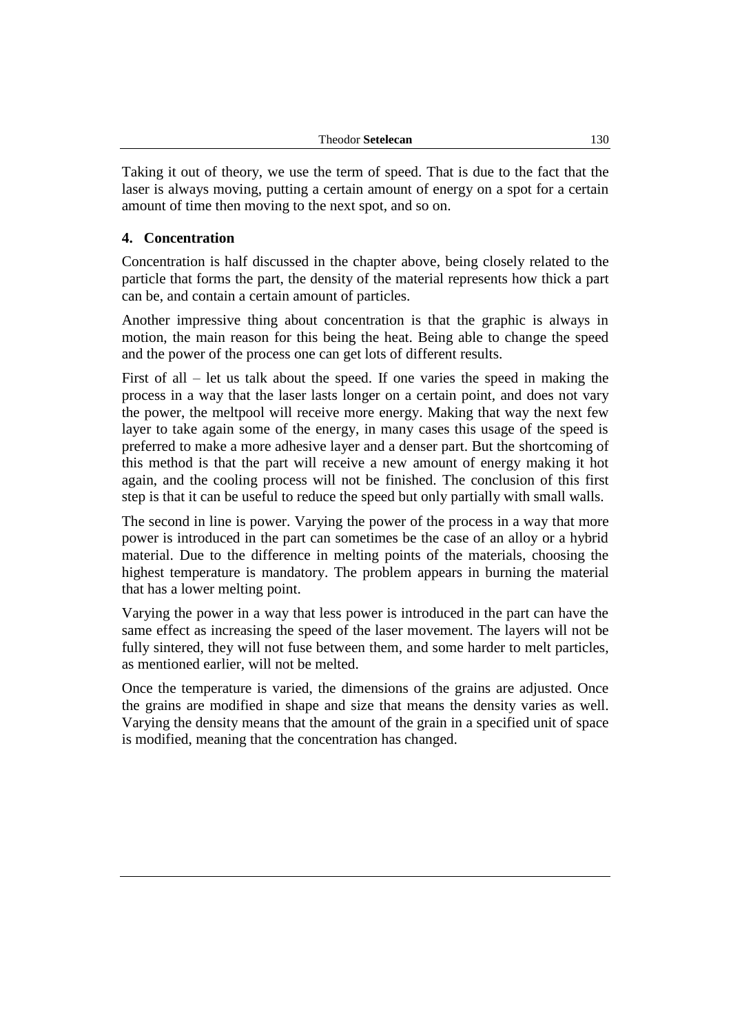Taking it out of theory, we use the term of speed. That is due to the fact that the laser is always moving, putting a certain amount of energy on a spot for a certain amount of time then moving to the next spot, and so on.

## 4. Concentration

Concentration is half discussed in the chapter above, being closely related to the particle that forms the part, the density of the material represents how thick a part can be, and contain a certain amount of particles.

Another impressive thing about concentration is that the graphic is always in motion, the main reason for this being the heat. Being able to change the speed and the power of the process one can get lots of different results.

First of all – let us talk about the speed. If one varies the speed in making the process in a way that the laser lasts longer on a certain point, and does not vary the power, the meltpool will receive more energy. Making that way the next few layer to take again some of the energy, in many cases this usage of the speed is preferred to make a more adhesive layer and a denser part. But the shortcoming of this method is that the part will receive a new amount of energy making it hot again, and the cooling process will not be finished. The conclusion of this first step is that it can be useful to reduce the speed but only partially with small walls.

The second in line is power. Varying the power of the process in a way that more power is introduced in the part can sometimes be the case of an alloy or a hybrid material. Due to the difference in melting points of the materials, choosing the highest temperature is mandatory. The problem appears in burning the material that has a lower melting point.

Varying the power in a way that less power is introduced in the part can have the same effect as increasing the speed of the laser movement. The layers will not be fully sintered, they will not fuse between them, and some harder to melt particles, as mentioned earlier, will not be melted.

Once the temperature is varied, the dimensions of the grains are adjusted. Once the grains are modified in shape and size that means the density varies as well. Varying the density means that the amount of the grain in a specified unit of space is modified, meaning that the concentration has changed.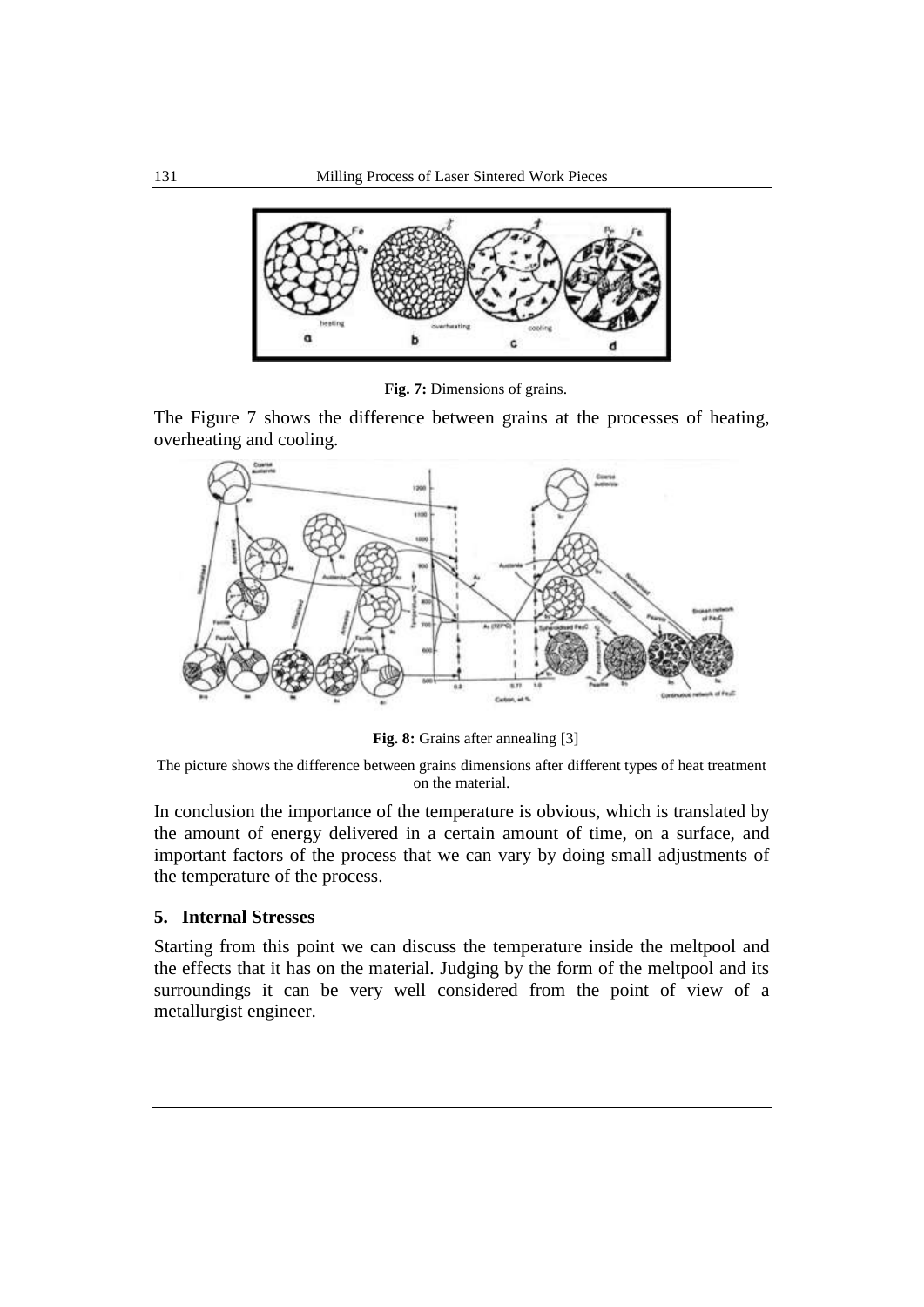**Fig. 7:** Dimensions of grains.

The Figure 7 shows the difference between grains at the processes of heating, overheating and cooling.

**Fig. 8:** Grains after annealing [3]

The picture shows the difference between grains dimensions after different types of heat treatment on the material.

In conclusion the importance of the temperature is obvious, which is translated by the amount of energy delivered in a certain amount of time, on a surface, and important factors of the process that we can vary by doing small adjustments of the temperature of the process.

## 5. Internal Stresses

Starting from this point we can discuss the temperature inside the meltpool and the effects that it has on the material. Judging by the form of the meltpool and its surroundings it can be very well considered from the point of view of a metallurgist engineer.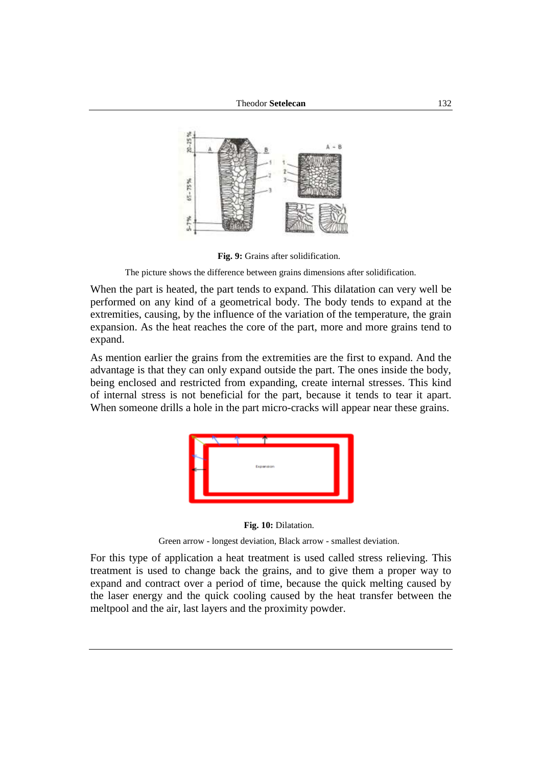**Fig. 9:** Grains after solidification.

The picture shows the difference between grains dimensions after solidification.

When the part is heated, the part tends to expand. This dilatation can very well be performed on any kind of a geometrical body. The body tends to expand at the extremities, causing, by the influence of the variation of the temperature, the grain expansion. As the heat reaches the core of the part, more and more grains tend to expand.

As mention earlier the grains from the extremities are the first to expand. And the advantage is that they can only expand outside the part. The ones inside the body, being enclosed and restricted from expanding, create internal stresses. This kind of internal stress is not beneficial for the part, because it tends to tear it apart. When someone drills a hole in the part micro-cracks will appear near these grains.

**Fig. 10:** Dilatation.

Green arrow - longest deviation, Black arrow - smallest deviation.

For this type of application a heat treatment is used called stress relieving. This treatment is used to change back the grains, and to give them a proper way to expand and contract over a period of time, because the quick melting caused by the laser energy and the quick cooling caused by the heat transfer between the meltpool and the air, last layers and the proximity powder.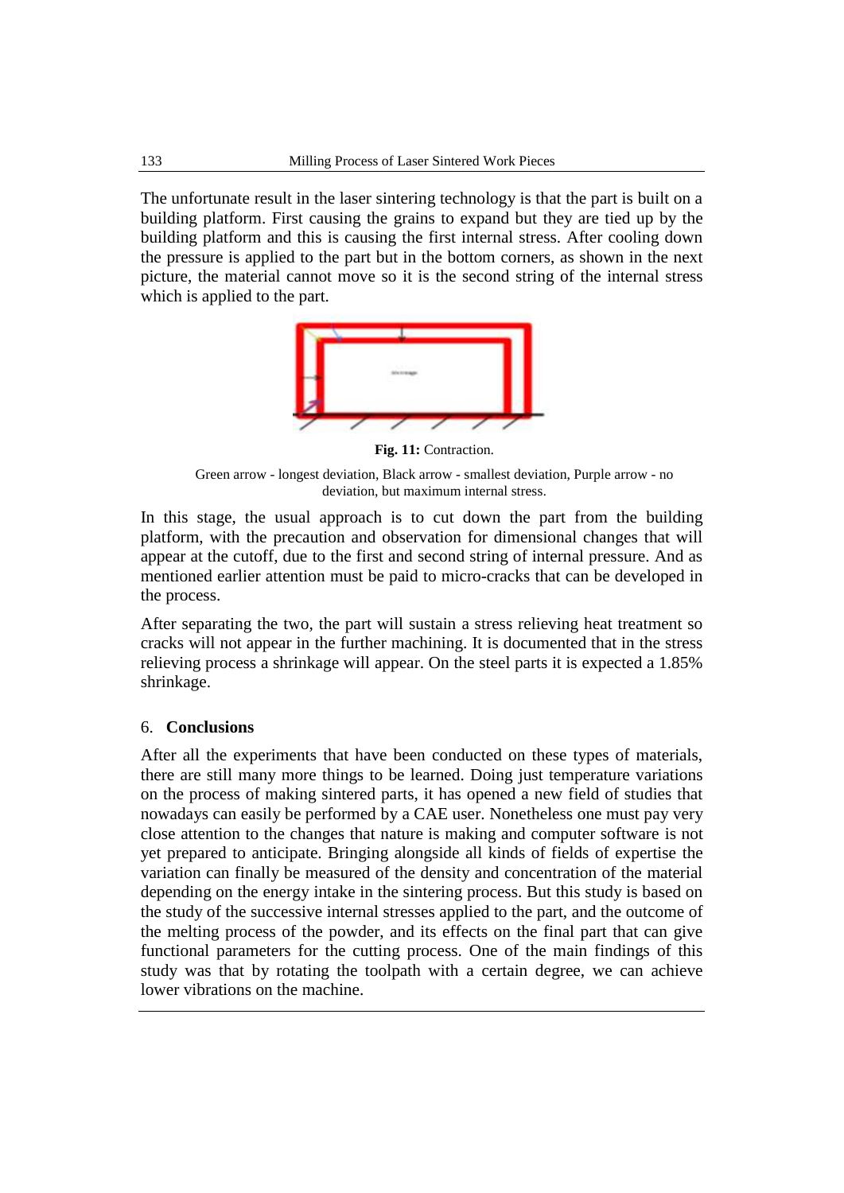The unfortunate result in the laser sintering technology is that the part is built on a building platform. First causing the grains to expand but they are tied up by the building platform and this is causing the first internal stress. After cooling down the pressure is applied to the part but in the bottom corners, as shown in the next picture, the material cannot move so it is the second string of the internal stress which is applied to the part.

**Fig. 11:** Contraction.

Green arrow - longest deviation, Black arrow - smallest deviation, Purple arrow - no deviation, but maximum internal stress.

In this stage, the usual approach is to cut down the part from the building platform, with the precaution and observation for dimensional changes that will appear at the cutoff, due to the first and second string of internal pressure. And as mentioned earlier attention must be paid to micro-cracks that can be developed in the process.

After separating the two, the part will sustain a stress relieving heat treatment so cracks will not appear in the further machining. It is documented that in the stress relieving process a shrinkage will appear. On the steel parts it is expected a 1.85% shrinkage.

## 6. Conclusions

After all the experiments that have been conducted on these types of materials, there are still many more things to be learned. Doing just temperature variations on the process of making sintered parts, it has opened a new field of studies that nowadays can easily be performed by a CAE user. Nonetheless one must pay very close attention to the changes that nature is making and computer software is not yet prepared to anticipate. Bringing alongside all kinds of fields of expertise the variation can finally be measured of the density and concentration of the material depending on the energy intake in the sintering process. But this study is based on the study of the successive internal stresses applied to the part, and the outcome of the melting process of the powder, and its effects on the final part that can give functional parameters for the cutting process. One of the main findings of this study was that by rotating the toolpath with a certain degree, we can achieve lower vibrations on the machine.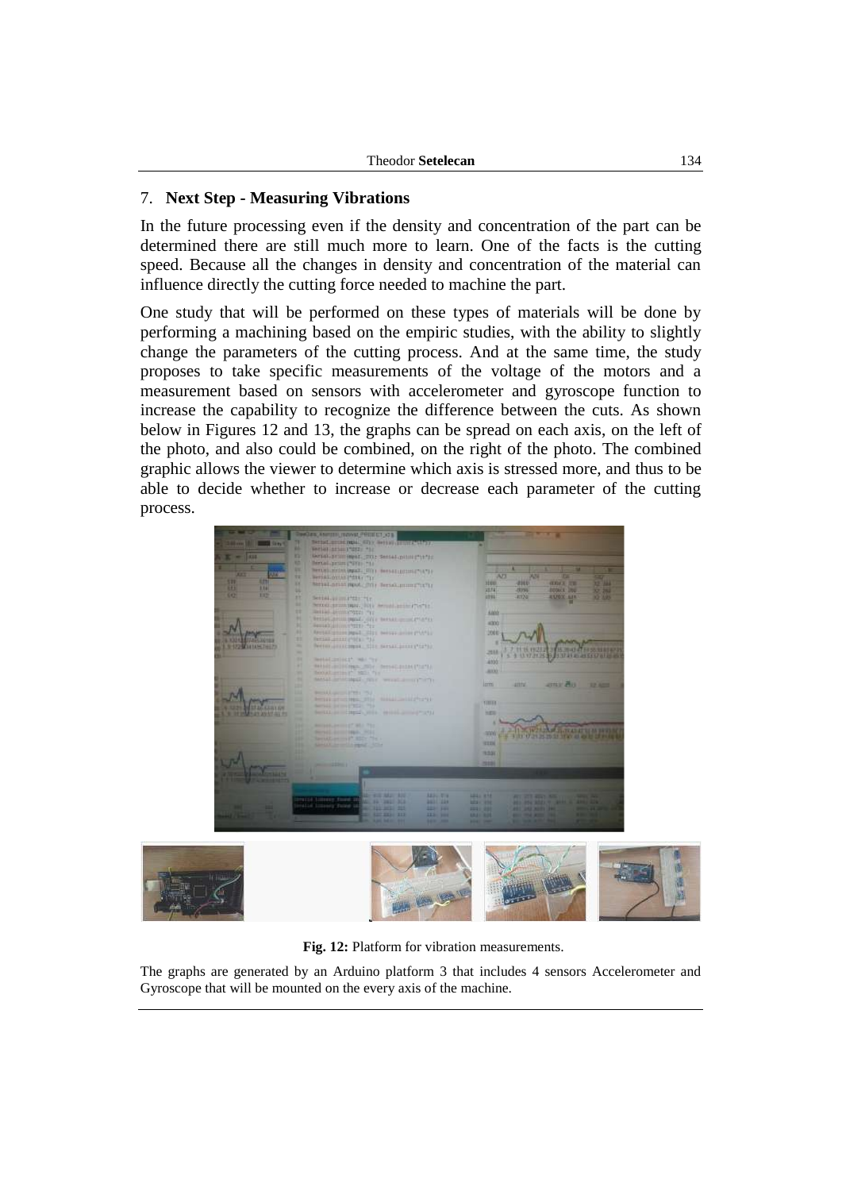## 7. **Next Step - Measuring Vibrations**

In the future processing even if the density and concentration of the part can be determined there are still much more to learn. One of the facts is the cutting speed. Because all the changes in density and concentration of the material can influence directly the cutting force needed to machine the part.

One study that will be performed on these types of materials will be done by performing a machining based on the empiric studies, with the ability to slightly change the parameters of the cutting process. And at the same time, the study proposes to take specific measurements of the voltage of the motors and a measurement based on sensors with accelerometer and gyroscope function to increase the capability to recognize the difference between the cuts. As shown below in Figures 12 and 13, the graphs can be spread on each axis, on the left of the photo, and also could be combined, on the right of the photo. The combined graphic allows the viewer to determine which axis is stressed more, and thus to be able to decide whether to increase or decrease each parameter of the cutting process.

**Fig. 12:** Platform for vibration measurements.

The graphs are generated by an Arduino platform 3 that includes 4 sensors Accelerometer and Gyroscope that will be mounted on the every axis of the machine.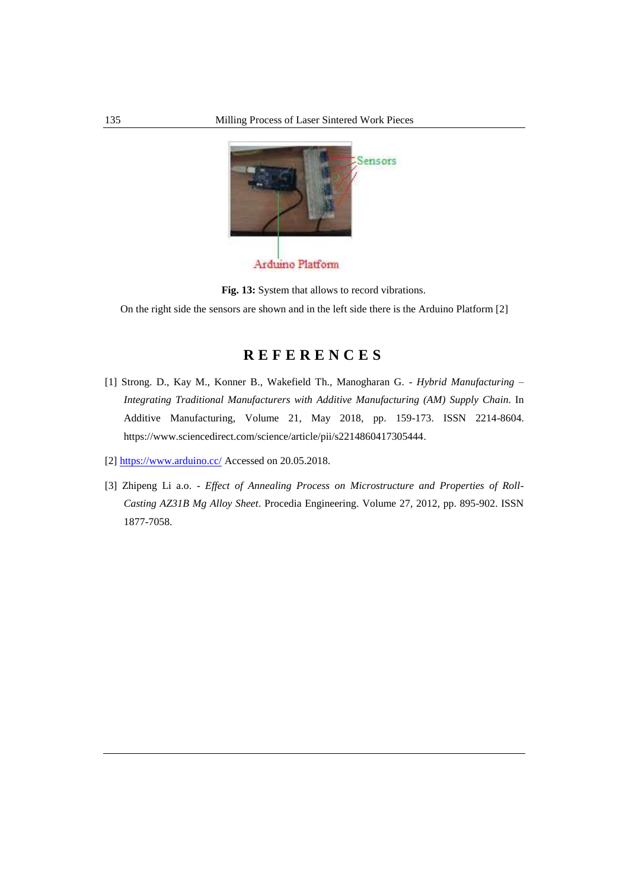Sensors

Arduino Platform

**Fig. 13:** System that allows to record vibrations.

On the right side the sensors are shown and in the left side there is the Arduino Platform [2]

## REFERENCES

[1] Strong. D., Kay M., Konner B., Wakefield Th., Manogharan G. - *Hybrid Manufacturing – Integrating Traditional Manufacturers with Additive Manufacturing (AM) Supply Chain*. In Additive Manufacturing, Volume 21, May 2018, pp. 159-173. ISSN 2214-8604. https://www.sciencedirect.com/science/article/pii/s2214860417305444.

[2] https://www.arduino.cc/ Accessed on 20.05.2018.

[3] Zhipeng Li a.o. - *Effect of Annealing Process on Microstructure and Properties of Roll-Casting AZ31B Mg Alloy Sheet*. Procedia Engineering. Volume 27, 2012, pp. 895-902. ISSN 1877-7058.